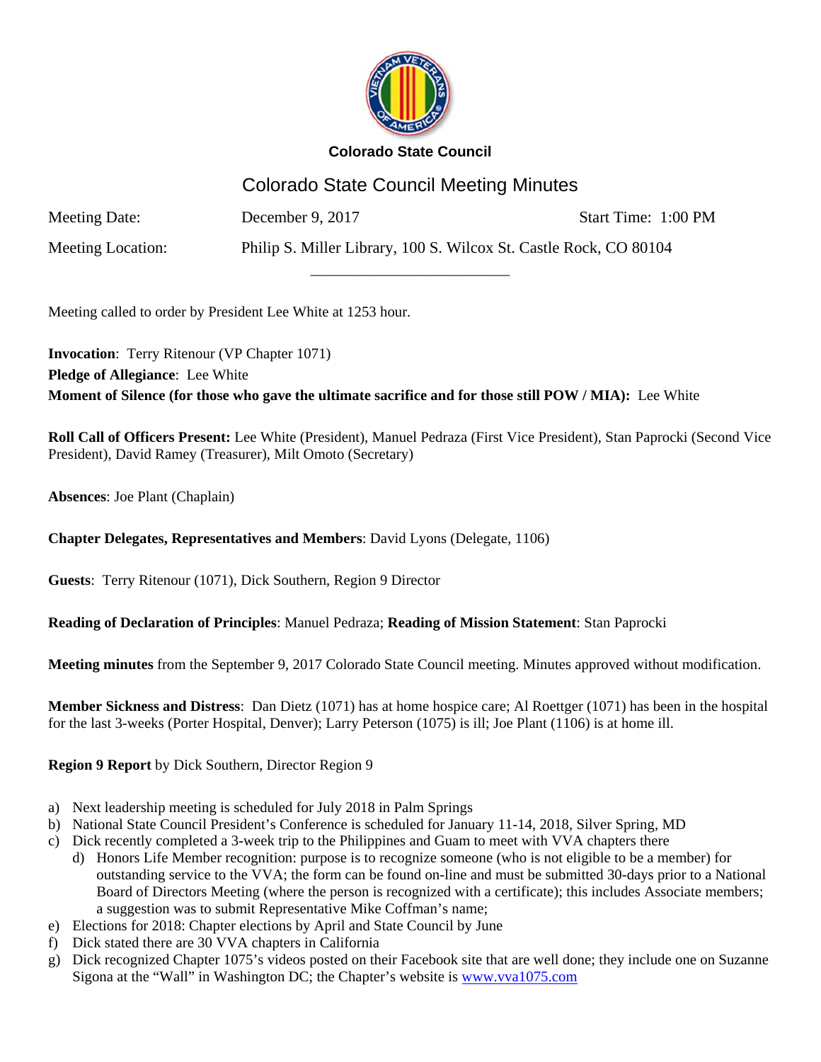**Colorado State Council**

# Colorado State Council Meeting Minutes

Meeting Date: December 9, 2017 Start Time: 1:00 PM

Meeting Location: Philip S. Miller Library, 100 S. Wilcox St. Castle Rock, CO 80104

---

Meeting called to order by President Lee White at 1253 hour.

**Invocation**: Terry Ritenour (VP Chapter 1071)
**Pledge of Allegiance**: Lee White
**Moment of Silence (for those who gave the ultimate sacrifice and for those still POW / MIA):** Lee White

**Roll Call of Officers Present:** Lee White (President), Manuel Pedraza (First Vice President), Stan Paprocki (Second Vice President), David Ramey (Treasurer), Milt Omoto (Secretary)

**Absences**: Joe Plant (Chaplain)

**Chapter Delegates, Representatives and Members**: David Lyons (Delegate, 1106)

**Guests**: Terry Ritenour (1071), Dick Southern, Region 9 Director

**Reading of Declaration of Principles**: Manuel Pedraza; **Reading of Mission Statement**: Stan Paprocki

**Meeting minutes** from the September 9, 2017 Colorado State Council meeting. Minutes approved without modification.

**Member Sickness and Distress**: Dan Dietz (1071) has at home hospice care; Al Roettger (1071) has been in the hospital for the last 3-weeks (Porter Hospital, Denver); Larry Peterson (1075) is ill; Joe Plant (1106) is at home ill.

**Region 9 Report** by Dick Southern, Director Region 9

a) Next leadership meeting is scheduled for July 2018 in Palm Springs
b) National State Council President's Conference is scheduled for January 11-14, 2018, Silver Spring, MD
c) Dick recently completed a 3-week trip to the Philippines and Guam to meet with VVA chapters there
d) Honors Life Member recognition: purpose is to recognize someone (who is not eligible to be a member) for outstanding service to the VVA; the form can be found on-line and must be submitted 30-days prior to a National Board of Directors Meeting (where the person is recognized with a certificate); this includes Associate members; a suggestion was to submit Representative Mike Coffman's name;
e) Elections for 2018: Chapter elections by April and State Council by June
f) Dick stated there are 30 VVA chapters in California
g) Dick recognized Chapter 1075's videos posted on their Facebook site that are well done; they include one on Suzanne Sigona at the "Wall" in Washington DC; the Chapter's website is [www.vva1075.com](http://www.vva1075.com)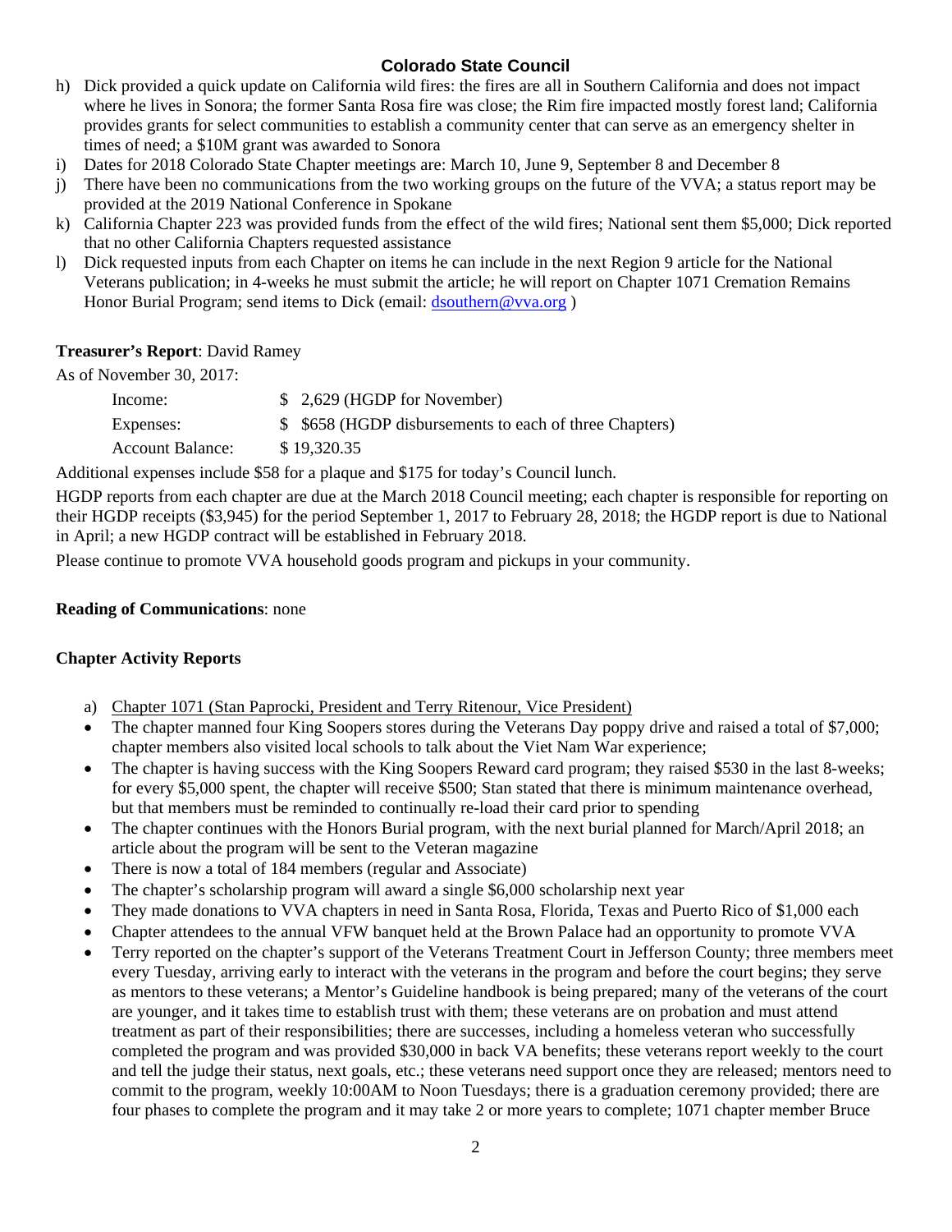h) Dick provided a quick update on California wild fires: the fires are all in Southern California and does not impact where he lives in Sonora; the former Santa Rosa fire was close; the Rim fire impacted mostly forest land; California provides grants for select communities to establish a community center that can serve as an emergency shelter in times of need; a $10M grant was awarded to Sonora
i) Dates for 2018 Colorado State Chapter meetings are: March 10, June 9, September 8 and December 8
j) There have been no communications from the two working groups on the future of the VVA; a status report may be provided at the 2019 National Conference in Spokane
k) California Chapter 223 was provided funds from the effect of the wild fires; National sent them $5,000; Dick reported that no other California Chapters requested assistance
l) Dick requested inputs from each Chapter on items he can include in the next Region 9 article for the National Veterans publication; in 4-weeks he must submit the article; he will report on Chapter 1071 Cremation Remains Honor Burial Program; send items to Dick (email: dsouthern@vva.org )

**Treasurer's Report**: David Ramey

As of November 30, 2017:

| | |
|---|---|
| Income: | $ 2,629 (HGDP for November) |
| Expenses: | $ $658 (HGDP disbursements to each of three Chapters) |
| Account Balance: | $ 19,320.35 |

Additional expenses include $58 for a plaque and $175 for today's Council lunch.

HGDP reports from each chapter are due at the March 2018 Council meeting; each chapter is responsible for reporting on their HGDP receipts ($3,945) for the period September 1, 2017 to February 28, 2018; the HGDP report is due to National in April; a new HGDP contract will be established in February 2018.

Please continue to promote VVA household goods program and pickups in your community.

**Reading of Communications**: none

**Chapter Activity Reports**

a) Chapter 1071 (Stan Paprocki, President and Terry Ritenour, Vice President)

- The chapter manned four King Soopers stores during the Veterans Day poppy drive and raised a total of $7,000; chapter members also visited local schools to talk about the Viet Nam War experience;
- The chapter is having success with the King Soopers Reward card program; they raised $530 in the last 8-weeks; for every $5,000 spent, the chapter will receive $500; Stan stated that there is minimum maintenance overhead, but that members must be reminded to continually re-load their card prior to spending
- The chapter continues with the Honors Burial program, with the next burial planned for March/April 2018; an article about the program will be sent to the Veteran magazine
- There is now a total of 184 members (regular and Associate)
- The chapter's scholarship program will award a single $6,000 scholarship next year
- They made donations to VVA chapters in need in Santa Rosa, Florida, Texas and Puerto Rico of $1,000 each
- Chapter attendees to the annual VFW banquet held at the Brown Palace had an opportunity to promote VVA
- Terry reported on the chapter's support of the Veterans Treatment Court in Jefferson County; three members meet every Tuesday, arriving early to interact with the veterans in the program and before the court begins; they serve as mentors to these veterans; a Mentor's Guideline handbook is being prepared; many of the veterans of the court are younger, and it takes time to establish trust with them; these veterans are on probation and must attend treatment as part of their responsibilities; there are successes, including a homeless veteran who successfully completed the program and was provided $30,000 in back VA benefits; these veterans report weekly to the court and tell the judge their status, next goals, etc.; these veterans need support once they are released; mentors need to commit to the program, weekly 10:00AM to Noon Tuesdays; there is a graduation ceremony provided; there are four phases to complete the program and it may take 2 or more years to complete; 1071 chapter member Bruce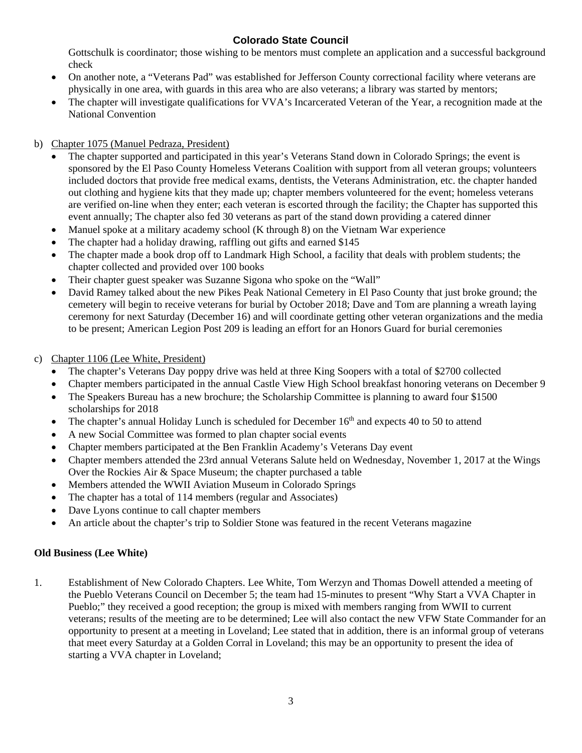Gottschulk is coordinator; those wishing to be mentors must complete an application and a successful background check

- On another note, a "Veterans Pad" was established for Jefferson County correctional facility where veterans are physically in one area, with guards in this area who are also veterans; a library was started by mentors;
- The chapter will investigate qualifications for VVA's Incarcerated Veteran of the Year, a recognition made at the National Convention

b) Chapter 1075 (Manuel Pedraza, President)

- The chapter supported and participated in this year's Veterans Stand down in Colorado Springs; the event is sponsored by the El Paso County Homeless Veterans Coalition with support from all veteran groups; volunteers included doctors that provide free medical exams, dentists, the Veterans Administration, etc. the chapter handed out clothing and hygiene kits that they made up; chapter members volunteered for the event; homeless veterans are verified on-line when they enter; each veteran is escorted through the facility; the Chapter has supported this event annually; The chapter also fed 30 veterans as part of the stand down providing a catered dinner
- Manuel spoke at a military academy school (K through 8) on the Vietnam War experience
- The chapter had a holiday drawing, raffling out gifts and earned $145
- The chapter made a book drop off to Landmark High School, a facility that deals with problem students; the chapter collected and provided over 100 books
- Their chapter guest speaker was Suzanne Sigona who spoke on the "Wall"
- David Ramey talked about the new Pikes Peak National Cemetery in El Paso County that just broke ground; the cemetery will begin to receive veterans for burial by October 2018; Dave and Tom are planning a wreath laying ceremony for next Saturday (December 16) and will coordinate getting other veteran organizations and the media to be present; American Legion Post 209 is leading an effort for an Honors Guard for burial ceremonies

c) Chapter 1106 (Lee White, President)

- The chapter's Veterans Day poppy drive was held at three King Soopers with a total of $2700 collected
- Chapter members participated in the annual Castle View High School breakfast honoring veterans on December 9
- The Speakers Bureau has a new brochure; the Scholarship Committee is planning to award four $1500 scholarships for 2018
- The chapter's annual Holiday Lunch is scheduled for December 16th and expects 40 to 50 to attend
- A new Social Committee was formed to plan chapter social events
- Chapter members participated at the Ben Franklin Academy's Veterans Day event
- Chapter members attended the 23rd annual Veterans Salute held on Wednesday, November 1, 2017 at the Wings Over the Rockies Air & Space Museum; the chapter purchased a table
- Members attended the WWII Aviation Museum in Colorado Springs
- The chapter has a total of 114 members (regular and Associates)
- Dave Lyons continue to call chapter members
- An article about the chapter's trip to Soldier Stone was featured in the recent Veterans magazine

**Old Business (Lee White)**

1. Establishment of New Colorado Chapters. Lee White, Tom Werzyn and Thomas Dowell attended a meeting of the Pueblo Veterans Council on December 5; the team had 15-minutes to present "Why Start a VVA Chapter in Pueblo;" they received a good reception; the group is mixed with members ranging from WWII to current veterans; results of the meeting are to be determined; Lee will also contact the new VFW State Commander for an opportunity to present at a meeting in Loveland; Lee stated that in addition, there is an informal group of veterans that meet every Saturday at a Golden Corral in Loveland; this may be an opportunity to present the idea of starting a VVA chapter in Loveland;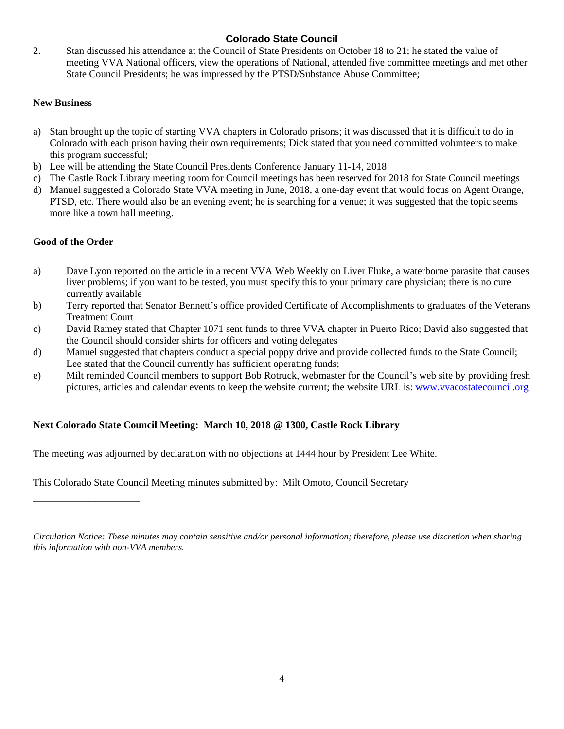2. Stan discussed his attendance at the Council of State Presidents on October 18 to 21; he stated the value of meeting VVA National officers, view the operations of National, attended five committee meetings and met other State Council Presidents; he was impressed by the PTSD/Substance Abuse Committee;

**New Business**

a) Stan brought up the topic of starting VVA chapters in Colorado prisons; it was discussed that it is difficult to do in Colorado with each prison having their own requirements; Dick stated that you need committed volunteers to make this program successful;
b) Lee will be attending the State Council Presidents Conference January 11-14, 2018
c) The Castle Rock Library meeting room for Council meetings has been reserved for 2018 for State Council meetings
d) Manuel suggested a Colorado State VVA meeting in June, 2018, a one-day event that would focus on Agent Orange, PTSD, etc. There would also be an evening event; he is searching for a venue; it was suggested that the topic seems more like a town hall meeting.

**Good of the Order**

a) Dave Lyon reported on the article in a recent VVA Web Weekly on Liver Fluke, a waterborne parasite that causes liver problems; if you want to be tested, you must specify this to your primary care physician; there is no cure currently available
b) Terry reported that Senator Bennett's office provided Certificate of Accomplishments to graduates of the Veterans Treatment Court
c) David Ramey stated that Chapter 1071 sent funds to three VVA chapter in Puerto Rico; David also suggested that the Council should consider shirts for officers and voting delegates
d) Manuel suggested that chapters conduct a special poppy drive and provide collected funds to the State Council; Lee stated that the Council currently has sufficient operating funds;
e) Milt reminded Council members to support Bob Rotruck, webmaster for the Council's web site by providing fresh pictures, articles and calendar events to keep the website current; the website URL is: [www.vvacostatecouncil.org](http://www.vvacostatecouncil.org)

**Next Colorado State Council Meeting: March 10, 2018 @ 1300, Castle Rock Library**

The meeting was adjourned by declaration with no objections at 1444 hour by President Lee White.

This Colorado State Council Meeting minutes submitted by: Milt Omoto, Council Secretary

---

*Circulation Notice: These minutes may contain sensitive and/or personal information; therefore, please use discretion when sharing this information with non-VVA members.*